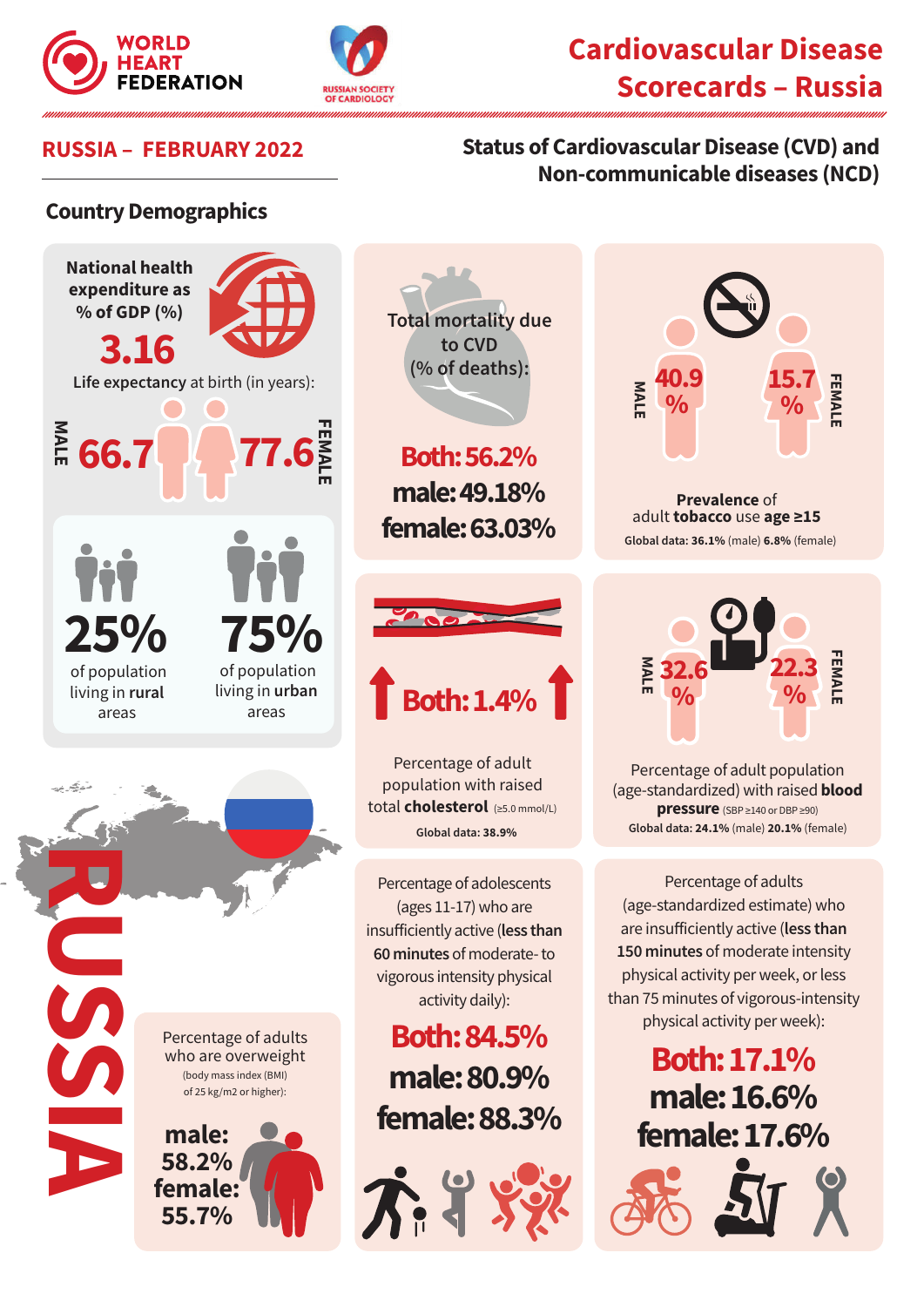WORLD HEART FEDERATION

RUSSIAN SOCIETY OF CARDIOLOGY

# Cardiovascular Disease Scorecards – Russia

## RUSSIA – FEBRUARY 2022

## Status of Cardiovascular Disease (CVD) and Non-communicable diseases (NCD)

### Country Demographics

**National health expenditure as % of GDP (%)**

**3.16**

**Life expectancy** at birth (in years):

MALE **66.7** | **77.6** FEMALE

**25%** of population living in **rural** areas

**75%** of population living in **urban** areas

Total mortality due to CVD (% of deaths):

**Both: 56.2%**
**male: 49.18%**
**female: 63.03%**

MALE **40.9%** | **15.7%** FEMALE

**Prevalence** of adult **tobacco** use **age ≥15**

Global data: **36.1%** (male) **6.8%** (female)

**Both: 1.4%**

Percentage of adult population with raised total **cholesterol** (≥5.0 mmol/L)

Global data: 38.9%

MALE **32.6%** | **22.3%** FEMALE

Percentage of adult population (age-standardized) with raised **blood pressure** (SBP ≥140 or DBP ≥90)

Global data: **24.1%** (male) **20.1%** (female)

RUSSIA

Percentage of adults who are overweight (body mass index (BMI) of 25 kg/m2 or higher):

**male: 58.2%**
**female: 55.7%**

Percentage of adolescents (ages 11-17) who are insufficiently active (**less than 60 minutes** of moderate- to vigorous intensity physical activity daily):

**Both: 84.5%**
**male: 80.9%**
**female: 88.3%**

Percentage of adults (age-standardized estimate) who are insufficiently active (**less than 150 minutes** of moderate intensity physical activity per week, or less than 75 minutes of vigorous-intensity physical activity per week):

**Both: 17.1%**
**male: 16.6%**
**female: 17.6%**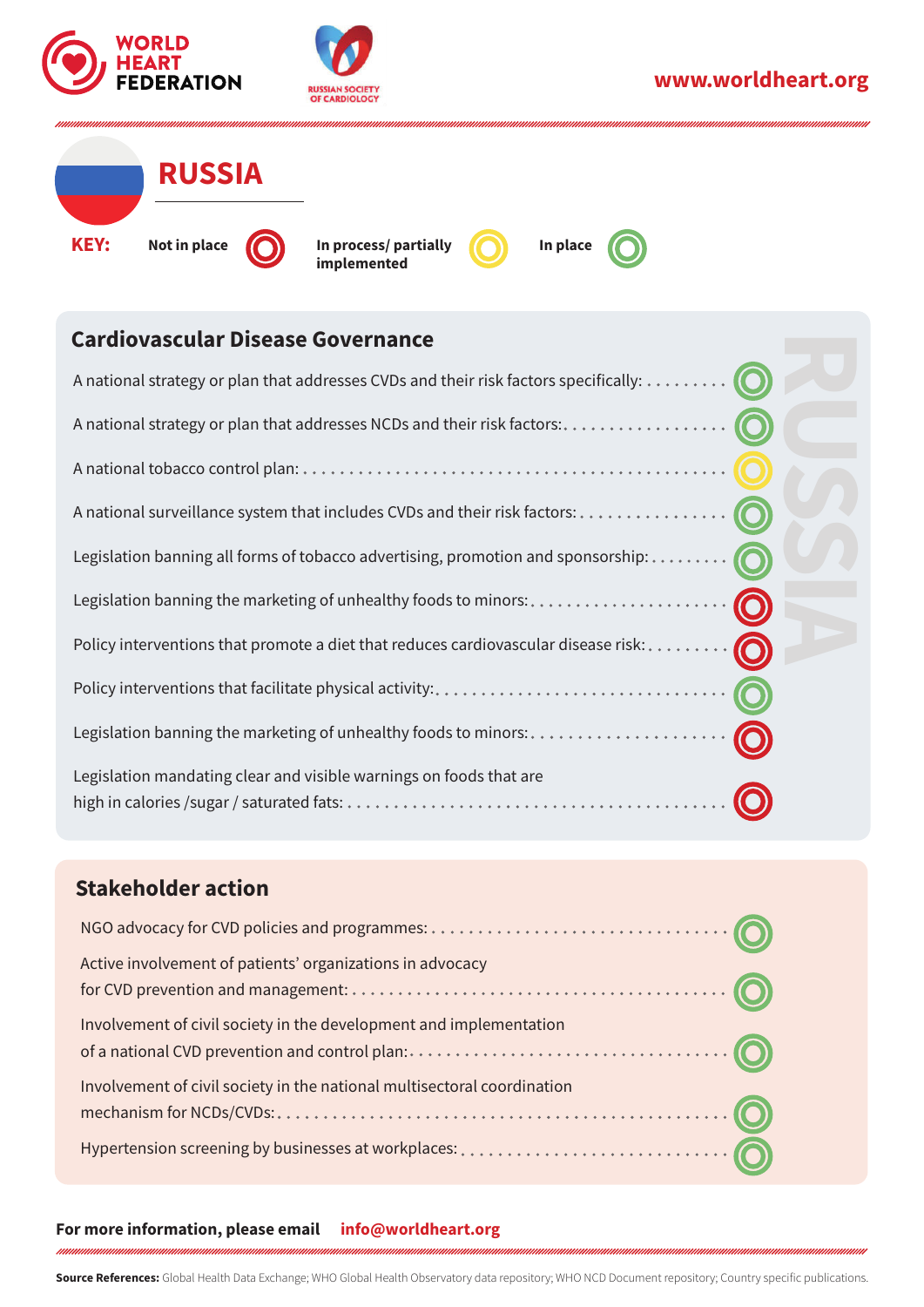WORLD HEART FEDERATION

RUSSIAN SOCIETY OF CARDIOLOGY

www.worldheart.org

# RUSSIA

**KEY:** Not in place | In process/ partially implemented | In place

## Cardiovascular Disease Governance

| | |
|---|---|
| A national strategy or plan that addresses CVDs and their risk factors specifically: | In place |
| A national strategy or plan that addresses NCDs and their risk factors: | In place |
| A national tobacco control plan: | In process/ partially implemented |
| A national surveillance system that includes CVDs and their risk factors: | In place |
| Legislation banning all forms of tobacco advertising, promotion and sponsorship: | In place |
| Legislation banning the marketing of unhealthy foods to minors: | Not in place |
| Policy interventions that promote a diet that reduces cardiovascular disease risk: | Not in place |
| Policy interventions that facilitate physical activity: | In place |
| Legislation banning the marketing of unhealthy foods to minors: | Not in place |
| Legislation mandating clear and visible warnings on foods that are high in calories /sugar / saturated fats: | Not in place |

## Stakeholder action

| | |
|---|---|
| NGO advocacy for CVD policies and programmes: | In place |
| Active involvement of patients' organizations in advocacy for CVD prevention and management: | In place |
| Involvement of civil society in the development and implementation of a national CVD prevention and control plan: | In place |
| Involvement of civil society in the national multisectoral coordination mechanism for NCDs/CVDs: | In place |
| Hypertension screening by businesses at workplaces: | In place |

**For more information, please email** info@worldheart.org

**Source References:** Global Health Data Exchange; WHO Global Health Observatory data repository; WHO NCD Document repository; Country specific publications.